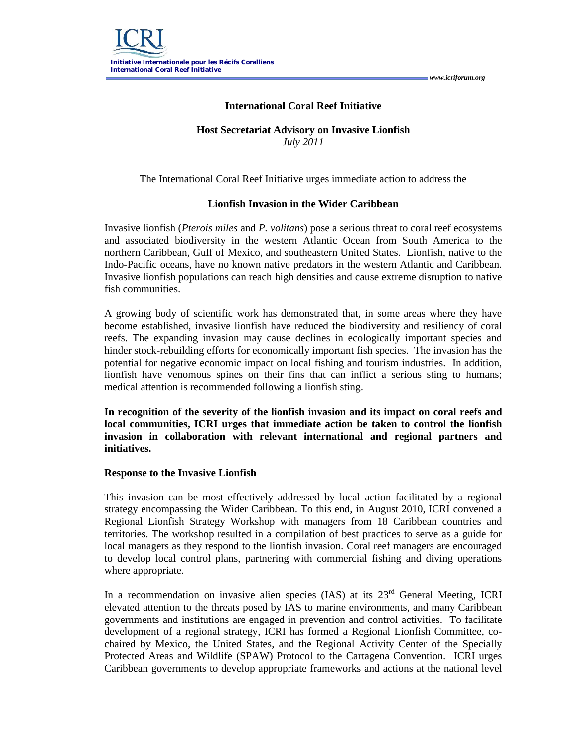# International Coral Reef Initiative

## Host Secretariat Advisory on Invasive Lionfish

*July 2011*

The International Coral Reef Initiative urges immediate action to address the

## Lionfish Invasion in the Wider Caribbean

Invasive lionfish (*Pterois miles* and *P. volitans*) pose a serious threat to coral reef ecosystems and associated biodiversity in the western Atlantic Ocean from South America to the northern Caribbean, Gulf of Mexico, and southeastern United States. Lionfish, native to the Indo-Pacific oceans, have no known native predators in the western Atlantic and Caribbean. Invasive lionfish populations can reach high densities and cause extreme disruption to native fish communities.

A growing body of scientific work has demonstrated that, in some areas where they have become established, invasive lionfish have reduced the biodiversity and resiliency of coral reefs. The expanding invasion may cause declines in ecologically important species and hinder stock-rebuilding efforts for economically important fish species. The invasion has the potential for negative economic impact on local fishing and tourism industries. In addition, lionfish have venomous spines on their fins that can inflict a serious sting to humans; medical attention is recommended following a lionfish sting.

**In recognition of the severity of the lionfish invasion and its impact on coral reefs and local communities, ICRI urges that immediate action be taken to control the lionfish invasion in collaboration with relevant international and regional partners and initiatives.**

### Response to the Invasive Lionfish

This invasion can be most effectively addressed by local action facilitated by a regional strategy encompassing the Wider Caribbean. To this end, in August 2010, ICRI convened a Regional Lionfish Strategy Workshop with managers from 18 Caribbean countries and territories. The workshop resulted in a compilation of best practices to serve as a guide for local managers as they respond to the lionfish invasion. Coral reef managers are encouraged to develop local control plans, partnering with commercial fishing and diving operations where appropriate.

In a recommendation on invasive alien species (IAS) at its 23rd General Meeting, ICRI elevated attention to the threats posed by IAS to marine environments, and many Caribbean governments and institutions are engaged in prevention and control activities. To facilitate development of a regional strategy, ICRI has formed a Regional Lionfish Committee, co-chaired by Mexico, the United States, and the Regional Activity Center of the Specially Protected Areas and Wildlife (SPAW) Protocol to the Cartagena Convention. ICRI urges Caribbean governments to develop appropriate frameworks and actions at the national level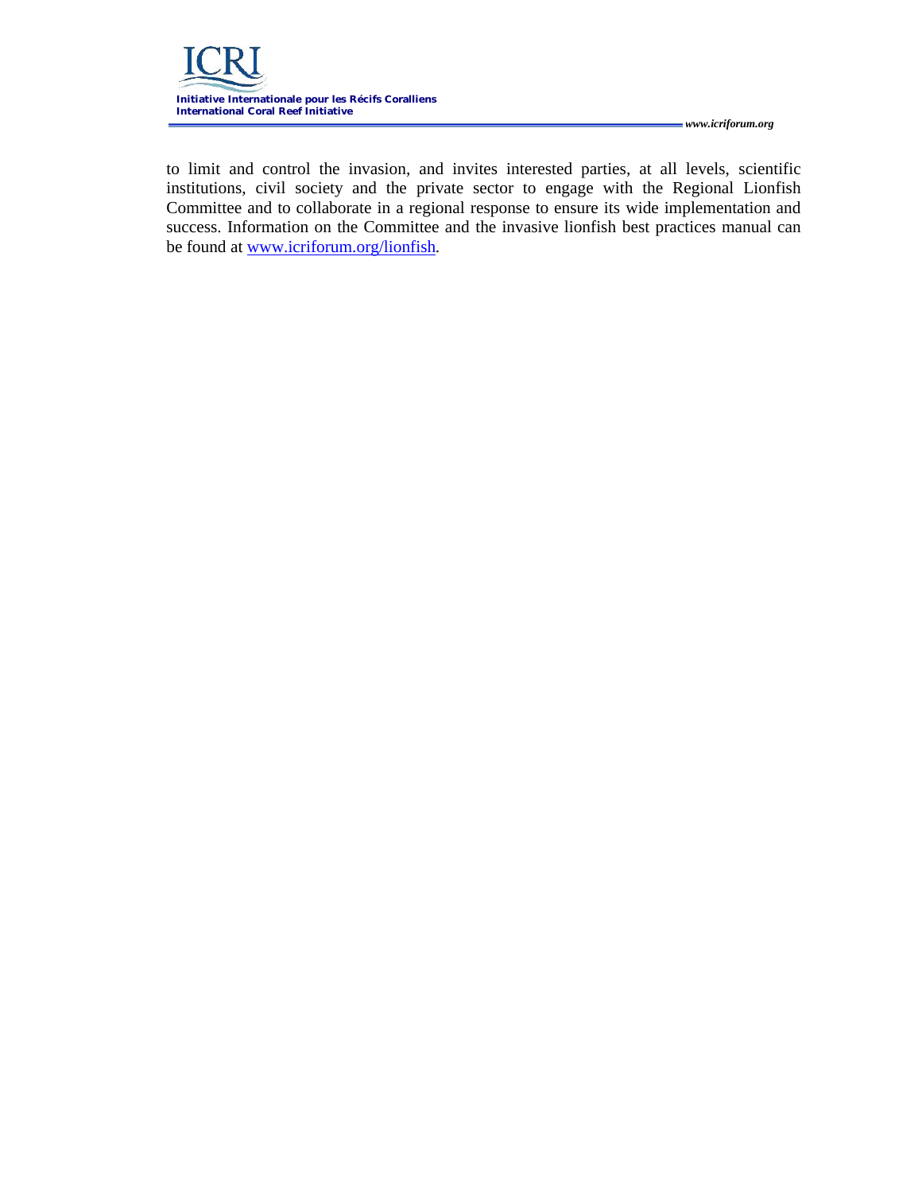to limit and control the invasion, and invites interested parties, at all levels, scientific institutions, civil society and the private sector to engage with the Regional Lionfish Committee and to collaborate in a regional response to ensure its wide implementation and success. Information on the Committee and the invasive lionfish best practices manual can be found at [www.icriforum.org/lionfish](http://www.icriforum.org/lionfish).